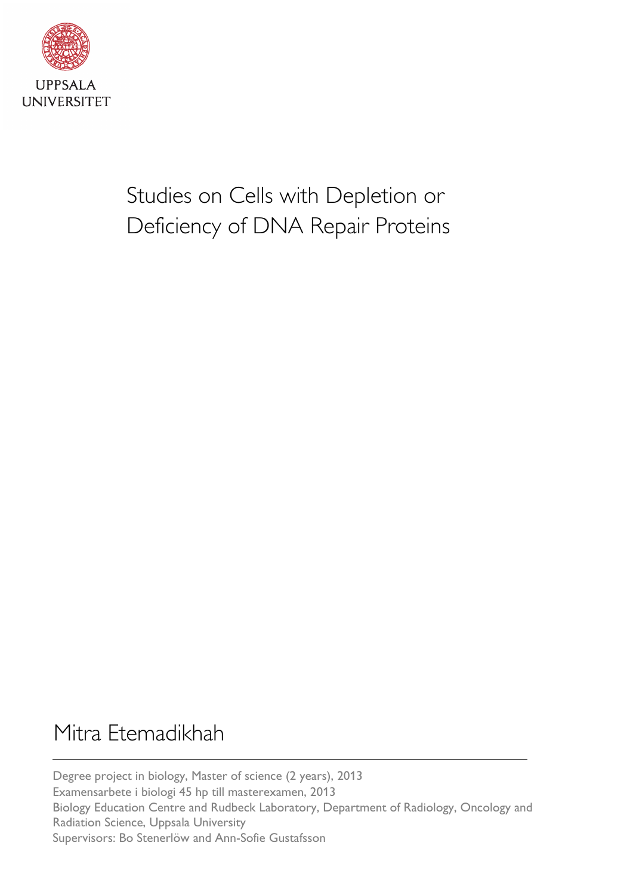UPPSALA
UNIVERSITET

# Studies on Cells with Depletion or Deficiency of DNA Repair Proteins

## Mitra Etemadikhah

---

Degree project in biology, Master of science (2 years), 2013
Examensarbete i biologi 45 hp till masterexamen, 2013
Biology Education Centre and Rudbeck Laboratory, Department of Radiology, Oncology and Radiation Science, Uppsala University
Supervisors: Bo Stenerlöw and Ann-Sofie Gustafsson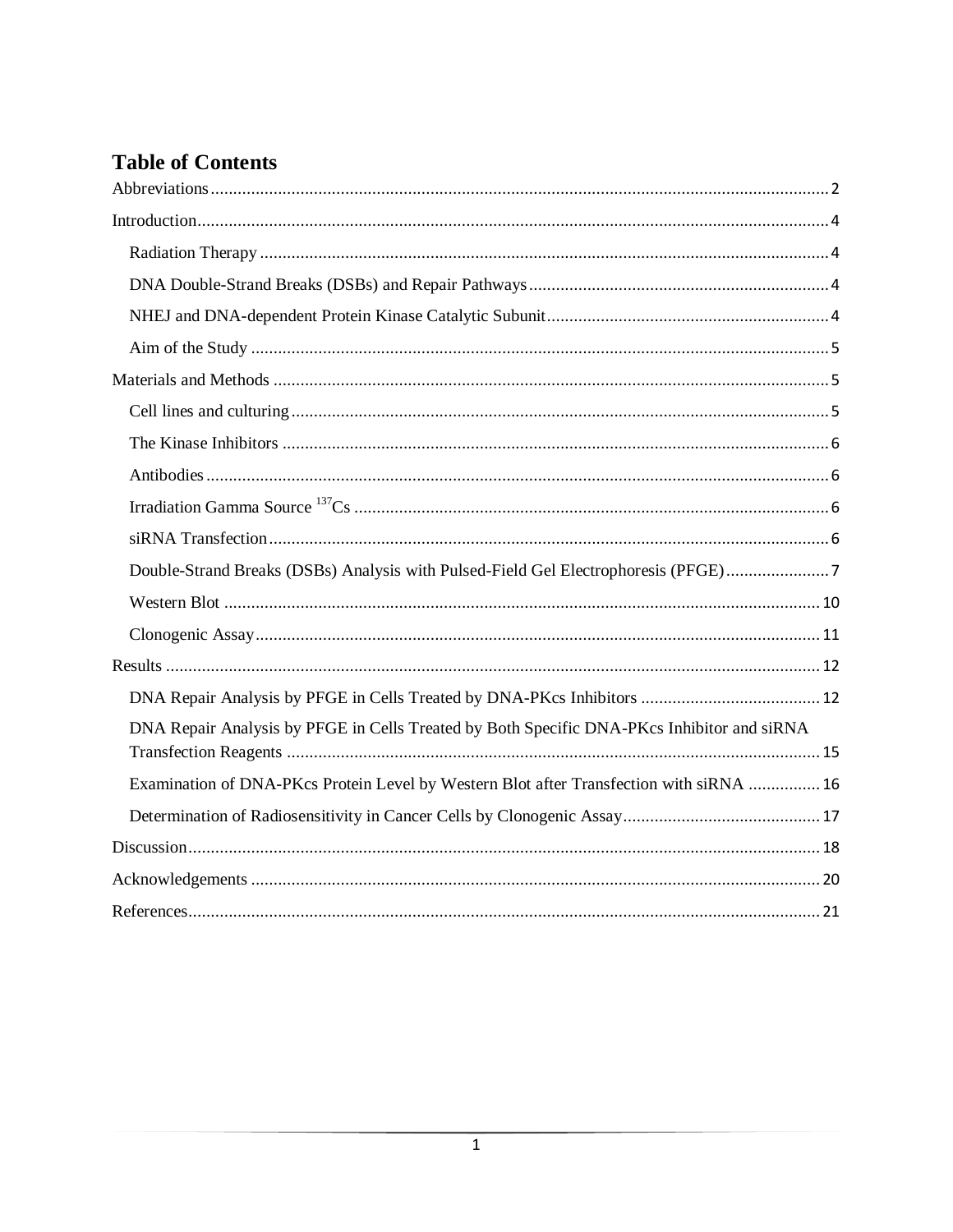# Table of Contents

Abbreviations ........ 2

Introduction ........ 4

- Radiation Therapy ........ 4
- DNA Double-Strand Breaks (DSBs) and Repair Pathways ........ 4
- NHEJ and DNA-dependent Protein Kinase Catalytic Subunit ........ 4
- Aim of the Study ........ 5

Materials and Methods ........ 5

- Cell lines and culturing ........ 5
- The Kinase Inhibitors ........ 6
- Antibodies ........ 6
- Irradiation Gamma Source $^{137}$Cs ........ 6
- siRNA Transfection ........ 6
- Double-Strand Breaks (DSBs) Analysis with Pulsed-Field Gel Electrophoresis (PFGE) ........ 7
- Western Blot ........ 10
- Clonogenic Assay ........ 11

Results ........ 12

- DNA Repair Analysis by PFGE in Cells Treated by DNA-PKcs Inhibitors ........ 12
- DNA Repair Analysis by PFGE in Cells Treated by Both Specific DNA-PKcs Inhibitor and siRNA Transfection Reagents ........ 15
- Examination of DNA-PKcs Protein Level by Western Blot after Transfection with siRNA ........ 16
- Determination of Radiosensitivity in Cancer Cells by Clonogenic Assay ........ 17

Discussion ........ 18

Acknowledgements ........ 20

References ........ 21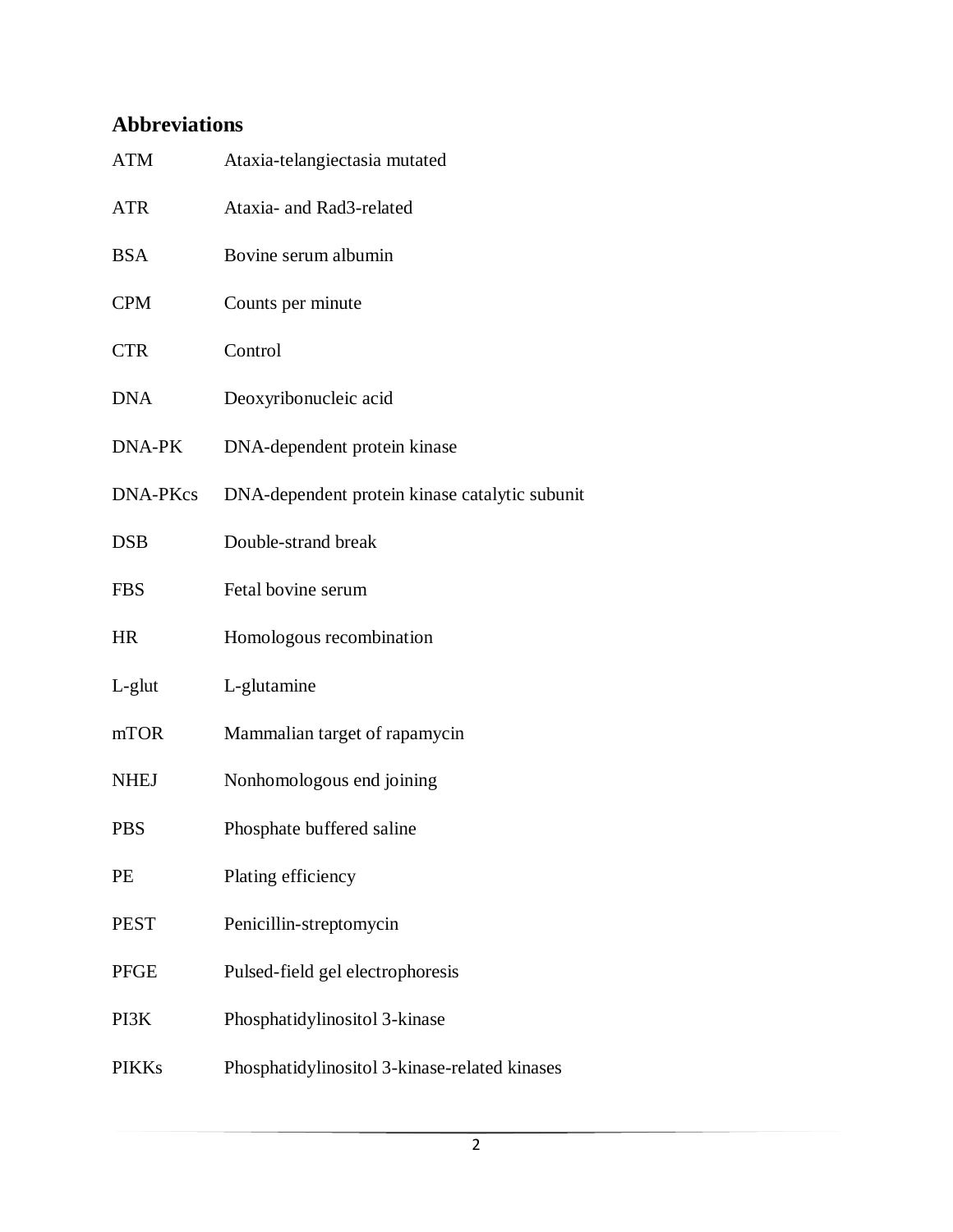## Abbreviations

| | |
|---|---|
| ATM | Ataxia-telangiectasia mutated |
| ATR | Ataxia- and Rad3-related |
| BSA | Bovine serum albumin |
| CPM | Counts per minute |
| CTR | Control |
| DNA | Deoxyribonucleic acid |
| DNA-PK | DNA-dependent protein kinase |
| DNA-PKcs | DNA-dependent protein kinase catalytic subunit |
| DSB | Double-strand break |
| FBS | Fetal bovine serum |
| HR | Homologous recombination |
| L-glut | L-glutamine |
| mTOR | Mammalian target of rapamycin |
| NHEJ | Nonhomologous end joining |
| PBS | Phosphate buffered saline |
| PE | Plating efficiency |
| PEST | Penicillin-streptomycin |
| PFGE | Pulsed-field gel electrophoresis |
| PI3K | Phosphatidylinositol 3-kinase |
| PIKKs | Phosphatidylinositol 3-kinase-related kinases |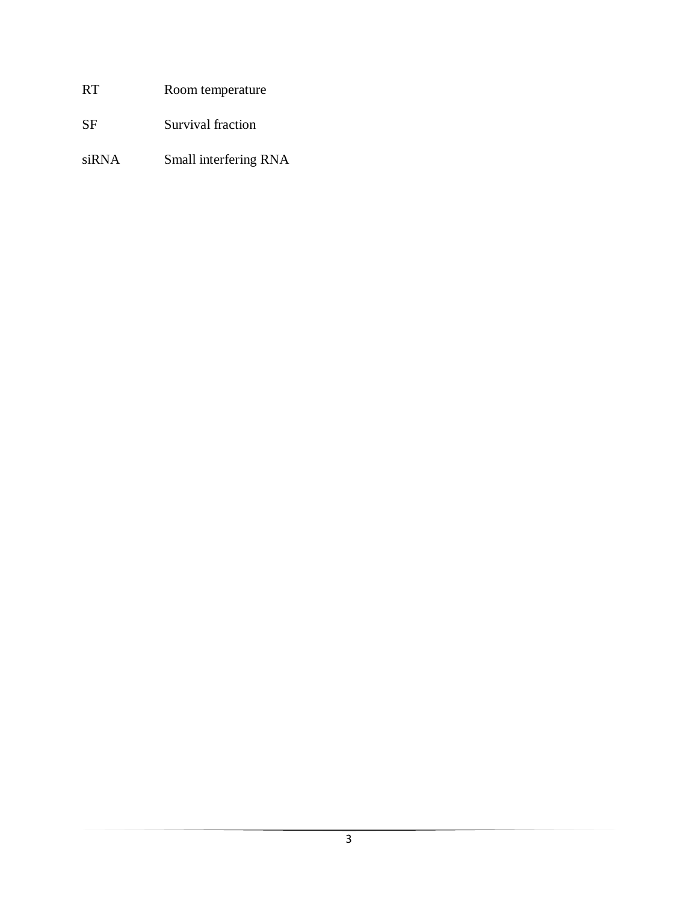| | |
|---|---|
| RT | Room temperature |
| SF | Survival fraction |
| siRNA | Small interfering RNA |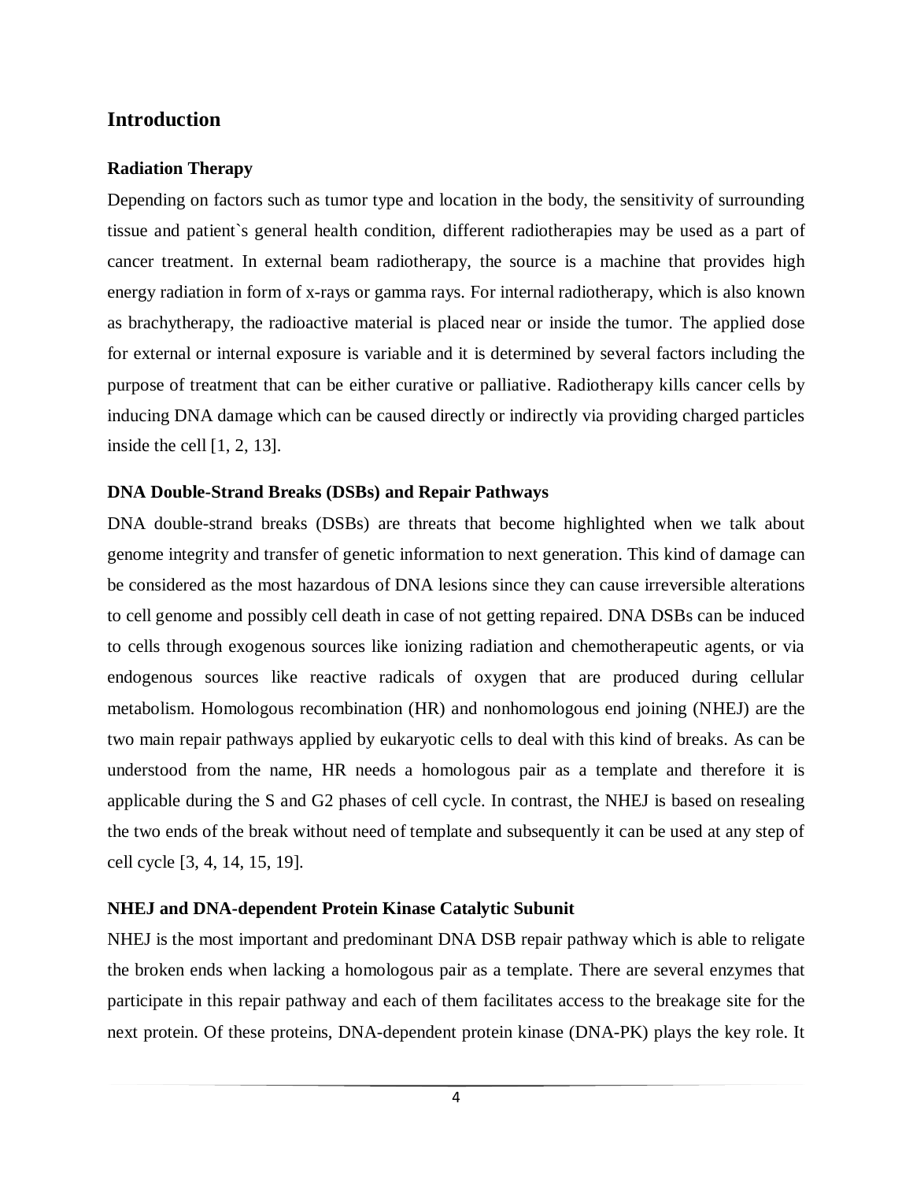## Introduction

### Radiation Therapy

Depending on factors such as tumor type and location in the body, the sensitivity of surrounding tissue and patient`s general health condition, different radiotherapies may be used as a part of cancer treatment. In external beam radiotherapy, the source is a machine that provides high energy radiation in form of x-rays or gamma rays. For internal radiotherapy, which is also known as brachytherapy, the radioactive material is placed near or inside the tumor. The applied dose for external or internal exposure is variable and it is determined by several factors including the purpose of treatment that can be either curative or palliative. Radiotherapy kills cancer cells by inducing DNA damage which can be caused directly or indirectly via providing charged particles inside the cell [1, 2, 13].

### DNA Double-Strand Breaks (DSBs) and Repair Pathways

DNA double-strand breaks (DSBs) are threats that become highlighted when we talk about genome integrity and transfer of genetic information to next generation. This kind of damage can be considered as the most hazardous of DNA lesions since they can cause irreversible alterations to cell genome and possibly cell death in case of not getting repaired. DNA DSBs can be induced to cells through exogenous sources like ionizing radiation and chemotherapeutic agents, or via endogenous sources like reactive radicals of oxygen that are produced during cellular metabolism. Homologous recombination (HR) and nonhomologous end joining (NHEJ) are the two main repair pathways applied by eukaryotic cells to deal with this kind of breaks. As can be understood from the name, HR needs a homologous pair as a template and therefore it is applicable during the S and G2 phases of cell cycle. In contrast, the NHEJ is based on resealing the two ends of the break without need of template and subsequently it can be used at any step of cell cycle [3, 4, 14, 15, 19].

### NHEJ and DNA-dependent Protein Kinase Catalytic Subunit

NHEJ is the most important and predominant DNA DSB repair pathway which is able to religate the broken ends when lacking a homologous pair as a template. There are several enzymes that participate in this repair pathway and each of them facilitates access to the breakage site for the next protein. Of these proteins, DNA-dependent protein kinase (DNA-PK) plays the key role. It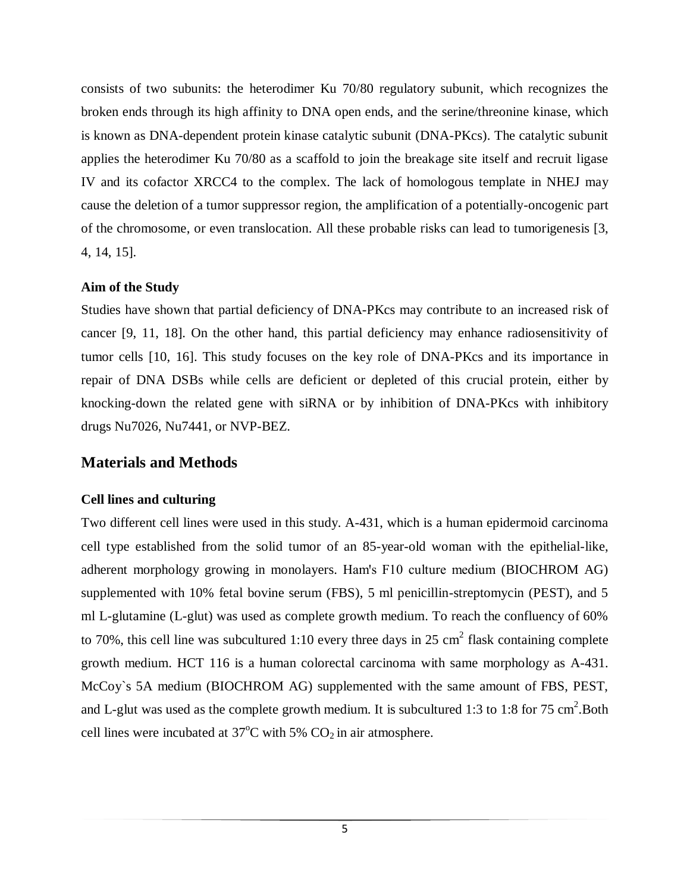consists of two subunits: the heterodimer Ku 70/80 regulatory subunit, which recognizes the broken ends through its high affinity to DNA open ends, and the serine/threonine kinase, which is known as DNA-dependent protein kinase catalytic subunit (DNA-PKcs). The catalytic subunit applies the heterodimer Ku 70/80 as a scaffold to join the breakage site itself and recruit ligase IV and its cofactor XRCC4 to the complex. The lack of homologous template in NHEJ may cause the deletion of a tumor suppressor region, the amplification of a potentially-oncogenic part of the chromosome, or even translocation. All these probable risks can lead to tumorigenesis [3, 4, 14, 15].

### Aim of the Study

Studies have shown that partial deficiency of DNA-PKcs may contribute to an increased risk of cancer [9, 11, 18]. On the other hand, this partial deficiency may enhance radiosensitivity of tumor cells [10, 16]. This study focuses on the key role of DNA-PKcs and its importance in repair of DNA DSBs while cells are deficient or depleted of this crucial protein, either by knocking-down the related gene with siRNA or by inhibition of DNA-PKcs with inhibitory drugs Nu7026, Nu7441, or NVP-BEZ.

## Materials and Methods

### Cell lines and culturing

Two different cell lines were used in this study. A-431, which is a human epidermoid carcinoma cell type established from the solid tumor of an 85-year-old woman with the epithelial-like, adherent morphology growing in monolayers. Ham's F10 culture medium (BIOCHROM AG) supplemented with 10% fetal bovine serum (FBS), 5 ml penicillin-streptomycin (PEST), and 5 ml L-glutamine (L-glut) was used as complete growth medium. To reach the confluency of 60% to 70%, this cell line was subcultured 1:10 every three days in 25 $cm^2$ flask containing complete growth medium. HCT 116 is a human colorectal carcinoma with same morphology as A-431. McCoy`s 5A medium (BIOCHROM AG) supplemented with the same amount of FBS, PEST, and L-glut was used as the complete growth medium. It is subcultured 1:3 to 1:8 for 75 $cm^2$.Both cell lines were incubated at $37^oC$ with 5% $CO_2$ in air atmosphere.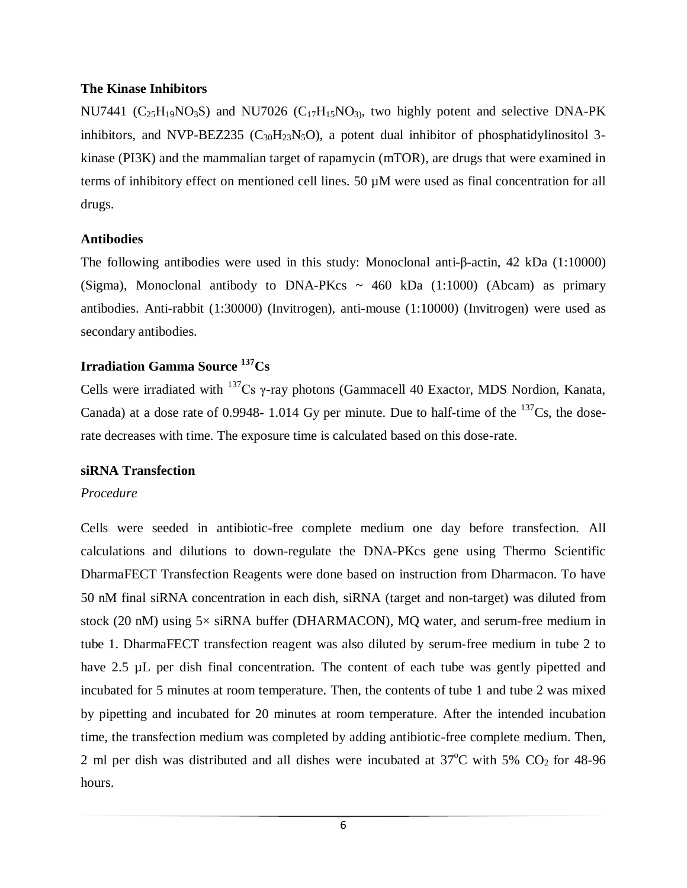### The Kinase Inhibitors

NU7441 ($C_{25}H_{19}NO_3S$) and NU7026 ($C_{17}H_{15}NO_3$), two highly potent and selective DNA-PK inhibitors, and NVP-BEZ235 ($C_{30}H_{23}N_5O$), a potent dual inhibitor of phosphatidylinositol 3-kinase (PI3K) and the mammalian target of rapamycin (mTOR), are drugs that were examined in terms of inhibitory effect on mentioned cell lines. 50 µM were used as final concentration for all drugs.

### Antibodies

The following antibodies were used in this study: Monoclonal anti-β-actin, 42 kDa (1:10000) (Sigma), Monoclonal antibody to DNA-PKcs ~ 460 kDa (1:1000) (Abcam) as primary antibodies. Anti-rabbit (1:30000) (Invitrogen), anti-mouse (1:10000) (Invitrogen) were used as secondary antibodies.

### Irradiation Gamma Source $^{137}Cs$

Cells were irradiated with $^{137}Cs$ γ-ray photons (Gammacell 40 Exactor, MDS Nordion, Kanata, Canada) at a dose rate of 0.9948- 1.014 Gy per minute. Due to half-time of the $^{137}Cs$, the dose-rate decreases with time. The exposure time is calculated based on this dose-rate.

### siRNA Transfection

*Procedure*

Cells were seeded in antibiotic-free complete medium one day before transfection. All calculations and dilutions to down-regulate the DNA-PKcs gene using Thermo Scientific DharmaFECT Transfection Reagents were done based on instruction from Dharmacon. To have 50 nM final siRNA concentration in each dish, siRNA (target and non-target) was diluted from stock (20 nM) using 5× siRNA buffer (DHARMACON), MQ water, and serum-free medium in tube 1. DharmaFECT transfection reagent was also diluted by serum-free medium in tube 2 to have 2.5 µL per dish final concentration. The content of each tube was gently pipetted and incubated for 5 minutes at room temperature. Then, the contents of tube 1 and tube 2 was mixed by pipetting and incubated for 20 minutes at room temperature. After the intended incubation time, the transfection medium was completed by adding antibiotic-free complete medium. Then, 2 ml per dish was distributed and all dishes were incubated at 37°C with 5% $CO_2$ for 48-96 hours.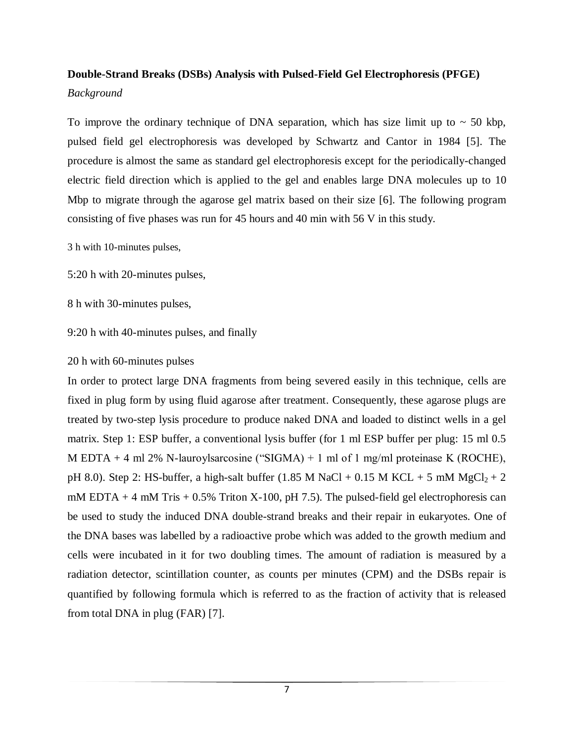**Double-Strand Breaks (DSBs) Analysis with Pulsed-Field Gel Electrophoresis (PFGE)**

*Background*

To improve the ordinary technique of DNA separation, which has size limit up to ~ 50 kbp, pulsed field gel electrophoresis was developed by Schwartz and Cantor in 1984 [5]. The procedure is almost the same as standard gel electrophoresis except for the periodically-changed electric field direction which is applied to the gel and enables large DNA molecules up to 10 Mbp to migrate through the agarose gel matrix based on their size [6]. The following program consisting of five phases was run for 45 hours and 40 min with 56 V in this study.

3 h with 10-minutes pulses,

5:20 h with 20-minutes pulses,

8 h with 30-minutes pulses,

9:20 h with 40-minutes pulses, and finally

20 h with 60-minutes pulses

In order to protect large DNA fragments from being severed easily in this technique, cells are fixed in plug form by using fluid agarose after treatment. Consequently, these agarose plugs are treated by two-step lysis procedure to produce naked DNA and loaded to distinct wells in a gel matrix. Step 1: ESP buffer, a conventional lysis buffer (for 1 ml ESP buffer per plug: 15 ml 0.5 M EDTA + 4 ml 2% N-lauroylsarcosine ("SIGMA) + 1 ml of 1 mg/ml proteinase K (ROCHE), pH 8.0). Step 2: HS-buffer, a high-salt buffer (1.85 M NaCl + 0.15 M KCL + 5 mM $MgCl_2$ + 2 mM EDTA + 4 mM Tris + 0.5% Triton X-100, pH 7.5). The pulsed-field gel electrophoresis can be used to study the induced DNA double-strand breaks and their repair in eukaryotes. One of the DNA bases was labelled by a radioactive probe which was added to the growth medium and cells were incubated in it for two doubling times. The amount of radiation is measured by a radiation detector, scintillation counter, as counts per minutes (CPM) and the DSBs repair is quantified by following formula which is referred to as the fraction of activity that is released from total DNA in plug (FAR) [7].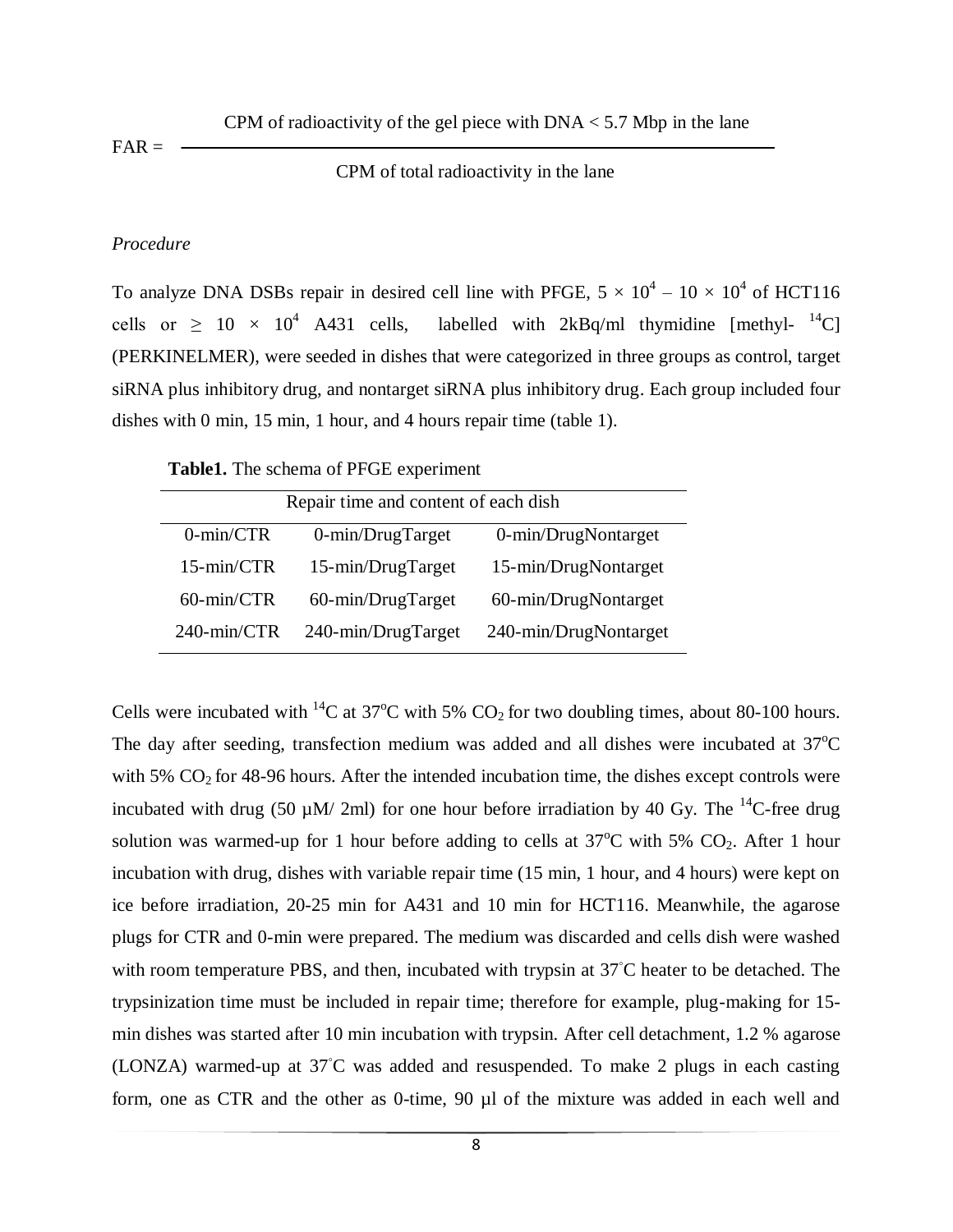$$\text{FAR} = \frac{\text{CPM of radioactivity of the gel piece with DNA} < 5.7 \text{ Mbp in the lane}}{\text{CPM of total radioactivity in the lane}}$$

*Procedure*

To analyze DNA DSBs repair in desired cell line with PFGE, $5 \times 10^4 - 10 \times 10^4$ of HCT116 cells or $\geq 10 \times 10^4$ A431 cells, labelled with 2kBq/ml thymidine [methyl- $^{14}$C] (PERKINELMER), were seeded in dishes that were categorized in three groups as control, target siRNA plus inhibitory drug, and nontarget siRNA plus inhibitory drug. Each group included four dishes with 0 min, 15 min, 1 hour, and 4 hours repair time (table 1).

**Table1.** The schema of PFGE experiment

| Repair time and content of each dish | | |
|---|---|---|
| 0-min/CTR | 0-min/DrugTarget | 0-min/DrugNontarget |
| 15-min/CTR | 15-min/DrugTarget | 15-min/DrugNontarget |
| 60-min/CTR | 60-min/DrugTarget | 60-min/DrugNontarget |
| 240-min/CTR | 240-min/DrugTarget | 240-min/DrugNontarget |

Cells were incubated with $^{14}$C at 37$^{o}$C with 5% $CO_2$ for two doubling times, about 80-100 hours. The day after seeding, transfection medium was added and all dishes were incubated at 37$^{o}$C with 5% $CO_2$ for 48-96 hours. After the intended incubation time, the dishes except controls were incubated with drug (50 µM/ 2ml) for one hour before irradiation by 40 Gy. The $^{14}$C-free drug solution was warmed-up for 1 hour before adding to cells at 37$^{o}$C with 5% $CO_2$. After 1 hour incubation with drug, dishes with variable repair time (15 min, 1 hour, and 4 hours) were kept on ice before irradiation, 20-25 min for A431 and 10 min for HCT116. Meanwhile, the agarose plugs for CTR and 0-min were prepared. The medium was discarded and cells dish were washed with room temperature PBS, and then, incubated with trypsin at 37$^{\circ}$C heater to be detached. The trypsinization time must be included in repair time; therefore for example, plug-making for 15-min dishes was started after 10 min incubation with trypsin. After cell detachment, 1.2 % agarose (LONZA) warmed-up at 37$^{\circ}$C was added and resuspended. To make 2 plugs in each casting form, one as CTR and the other as 0-time, 90 µl of the mixture was added in each well and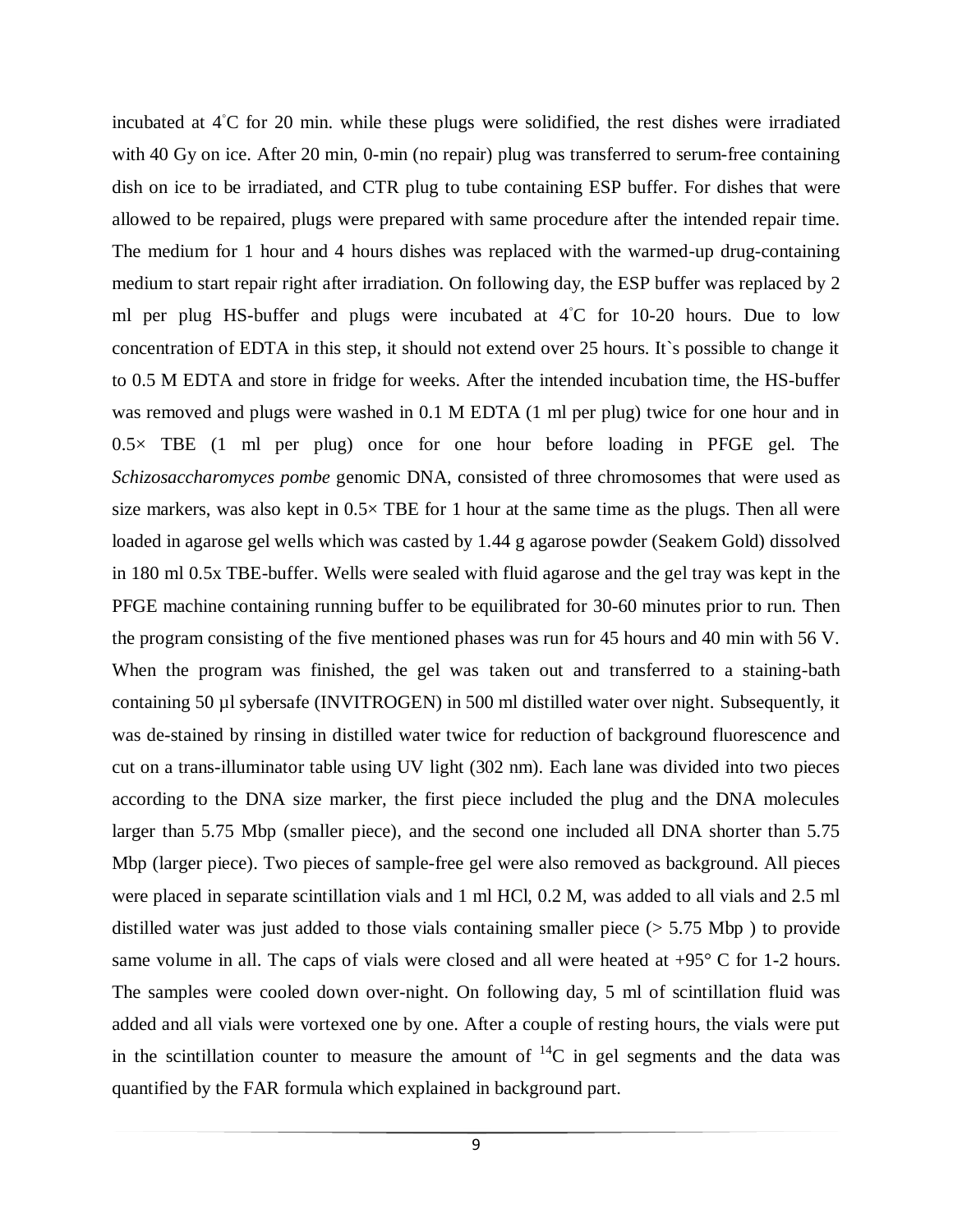incubated at 4°C for 20 min. while these plugs were solidified, the rest dishes were irradiated with 40 Gy on ice. After 20 min, 0-min (no repair) plug was transferred to serum-free containing dish on ice to be irradiated, and CTR plug to tube containing ESP buffer. For dishes that were allowed to be repaired, plugs were prepared with same procedure after the intended repair time. The medium for 1 hour and 4 hours dishes was replaced with the warmed-up drug-containing medium to start repair right after irradiation. On following day, the ESP buffer was replaced by 2 ml per plug HS-buffer and plugs were incubated at 4°C for 10-20 hours. Due to low concentration of EDTA in this step, it should not extend over 25 hours. It`s possible to change it to 0.5 M EDTA and store in fridge for weeks. After the intended incubation time, the HS-buffer was removed and plugs were washed in 0.1 M EDTA (1 ml per plug) twice for one hour and in 0.5× TBE (1 ml per plug) once for one hour before loading in PFGE gel. The *Schizosaccharomyces pombe* genomic DNA, consisted of three chromosomes that were used as size markers, was also kept in 0.5× TBE for 1 hour at the same time as the plugs. Then all were loaded in agarose gel wells which was casted by 1.44 g agarose powder (Seakem Gold) dissolved in 180 ml 0.5x TBE-buffer. Wells were sealed with fluid agarose and the gel tray was kept in the PFGE machine containing running buffer to be equilibrated for 30-60 minutes prior to run. Then the program consisting of the five mentioned phases was run for 45 hours and 40 min with 56 V. When the program was finished, the gel was taken out and transferred to a staining-bath containing 50 µl sybersafe (INVITROGEN) in 500 ml distilled water over night. Subsequently, it was de-stained by rinsing in distilled water twice for reduction of background fluorescence and cut on a trans-illuminator table using UV light (302 nm). Each lane was divided into two pieces according to the DNA size marker, the first piece included the plug and the DNA molecules larger than 5.75 Mbp (smaller piece), and the second one included all DNA shorter than 5.75 Mbp (larger piece). Two pieces of sample-free gel were also removed as background. All pieces were placed in separate scintillation vials and 1 ml HCl, 0.2 M, was added to all vials and 2.5 ml distilled water was just added to those vials containing smaller piece (> 5.75 Mbp ) to provide same volume in all. The caps of vials were closed and all were heated at +95° C for 1-2 hours. The samples were cooled down over-night. On following day, 5 ml of scintillation fluid was added and all vials were vortexed one by one. After a couple of resting hours, the vials were put in the scintillation counter to measure the amount of $^{14}C$ in gel segments and the data was quantified by the FAR formula which explained in background part.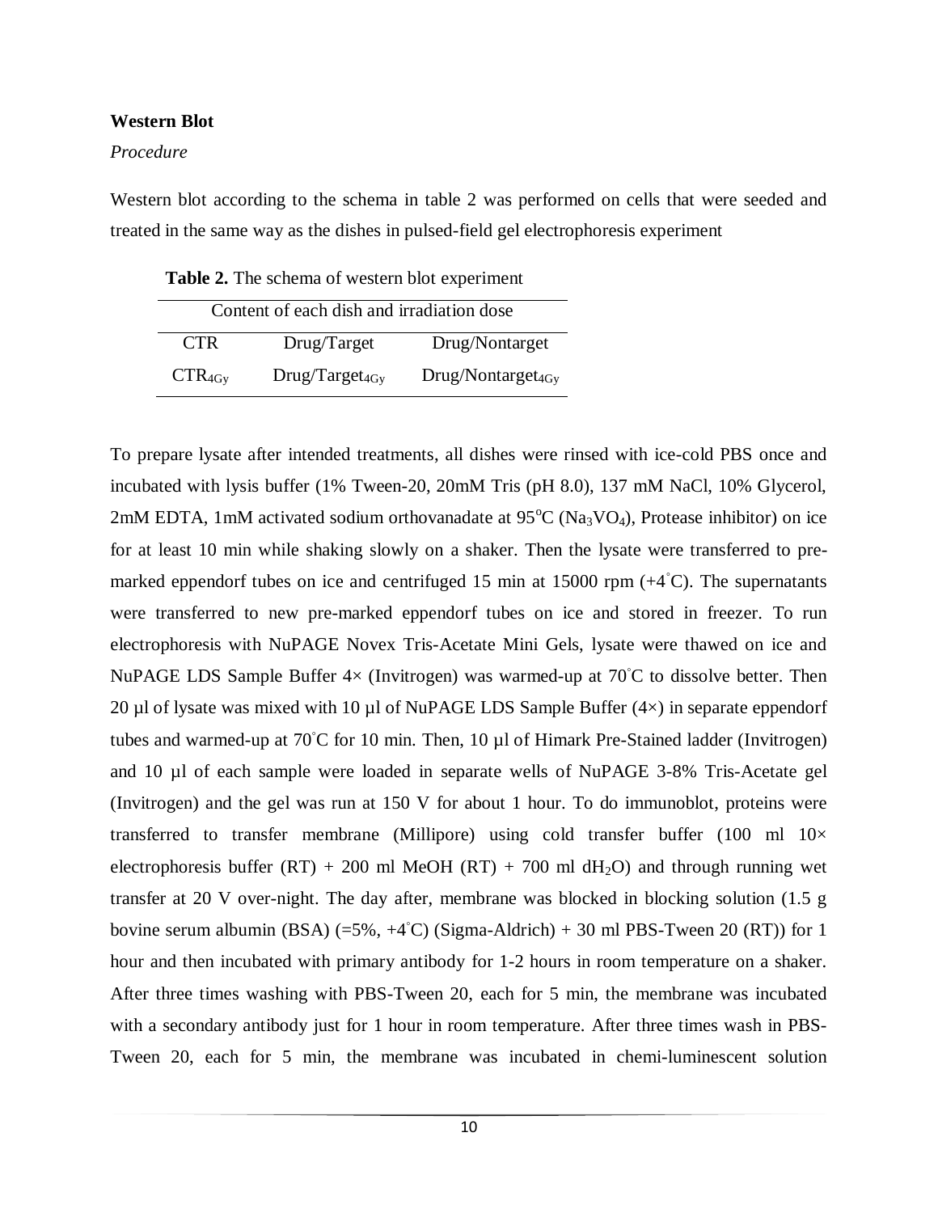**Western Blot**

*Procedure*

Western blot according to the schema in table 2 was performed on cells that were seeded and treated in the same way as the dishes in pulsed-field gel electrophoresis experiment

**Table 2.** The schema of western blot experiment

| Content of each dish and irradiation dose | | |
|---|---|---|
| CTR | Drug/Target | Drug/Nontarget |
| $CTR_{4Gy}$ | $Drug/Target_{4Gy}$ | $Drug/Nontarget_{4Gy}$ |

To prepare lysate after intended treatments, all dishes were rinsed with ice-cold PBS once and incubated with lysis buffer (1% Tween-20, 20mM Tris (pH 8.0), 137 mM NaCl, 10% Glycerol, 2mM EDTA, 1mM activated sodium orthovanadate at 95°C ($Na_3VO_4$), Protease inhibitor) on ice for at least 10 min while shaking slowly on a shaker. Then the lysate were transferred to pre-marked eppendorf tubes on ice and centrifuged 15 min at 15000 rpm (+4°C). The supernatants were transferred to new pre-marked eppendorf tubes on ice and stored in freezer. To run electrophoresis with NuPAGE Novex Tris-Acetate Mini Gels, lysate were thawed on ice and NuPAGE LDS Sample Buffer 4× (Invitrogen) was warmed-up at 70°C to dissolve better. Then 20 µl of lysate was mixed with 10 µl of NuPAGE LDS Sample Buffer (4×) in separate eppendorf tubes and warmed-up at 70°C for 10 min. Then, 10 µl of Himark Pre-Stained ladder (Invitrogen) and 10 µl of each sample were loaded in separate wells of NuPAGE 3-8% Tris-Acetate gel (Invitrogen) and the gel was run at 150 V for about 1 hour. To do immunoblot, proteins were transferred to transfer membrane (Millipore) using cold transfer buffer (100 ml 10× electrophoresis buffer (RT) + 200 ml MeOH (RT) + 700 ml $dH_2O$) and through running wet transfer at 20 V over-night. The day after, membrane was blocked in blocking solution (1.5 g bovine serum albumin (BSA) (=5%, +4°C) (Sigma-Aldrich) + 30 ml PBS-Tween 20 (RT)) for 1 hour and then incubated with primary antibody for 1-2 hours in room temperature on a shaker. After three times washing with PBS-Tween 20, each for 5 min, the membrane was incubated with a secondary antibody just for 1 hour in room temperature. After three times wash in PBS-Tween 20, each for 5 min, the membrane was incubated in chemi-luminescent solution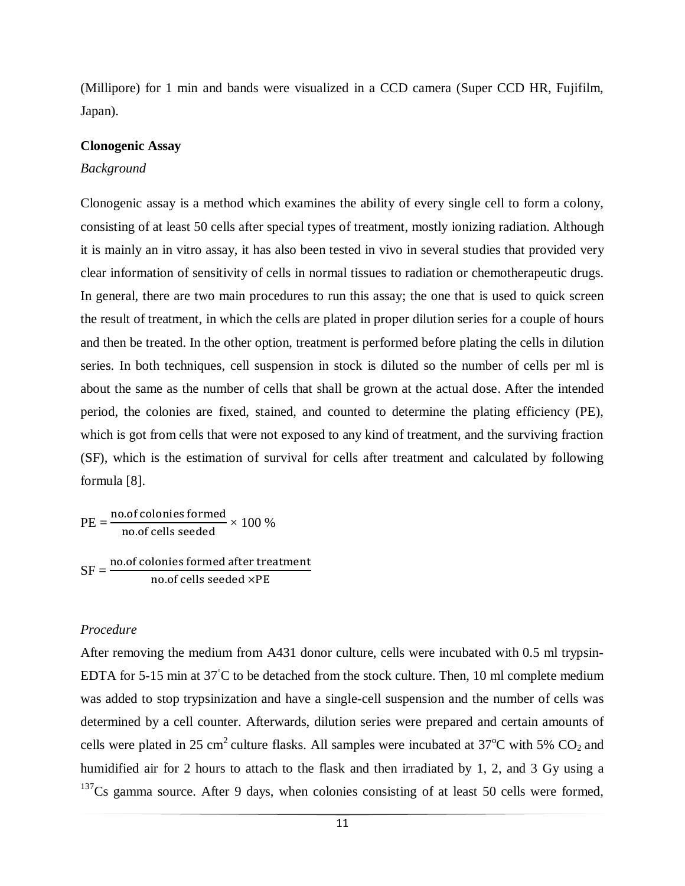(Millipore) for 1 min and bands were visualized in a CCD camera (Super CCD HR, Fujifilm, Japan).

**Clonogenic Assay**

*Background*

Clonogenic assay is a method which examines the ability of every single cell to form a colony, consisting of at least 50 cells after special types of treatment, mostly ionizing radiation. Although it is mainly an in vitro assay, it has also been tested in vivo in several studies that provided very clear information of sensitivity of cells in normal tissues to radiation or chemotherapeutic drugs. In general, there are two main procedures to run this assay; the one that is used to quick screen the result of treatment, in which the cells are plated in proper dilution series for a couple of hours and then be treated. In the other option, treatment is performed before plating the cells in dilution series. In both techniques, cell suspension in stock is diluted so the number of cells per ml is about the same as the number of cells that shall be grown at the actual dose. After the intended period, the colonies are fixed, stained, and counted to determine the plating efficiency (PE), which is got from cells that were not exposed to any kind of treatment, and the surviving fraction (SF), which is the estimation of survival for cells after treatment and calculated by following formula [8].

$$\text{PE} = \frac{\text{no.of colonies formed}}{\text{no.of cells seeded}} \times 100\ \%$$

$$\text{SF} = \frac{\text{no.of colonies formed after treatment}}{\text{no.of cells seeded} \times \text{PE}}$$

*Procedure*

After removing the medium from A431 donor culture, cells were incubated with 0.5 ml trypsin-EDTA for 5-15 min at 37°C to be detached from the stock culture. Then, 10 ml complete medium was added to stop trypsinization and have a single-cell suspension and the number of cells was determined by a cell counter. Afterwards, dilution series were prepared and certain amounts of cells were plated in 25 $cm^2$ culture flasks. All samples were incubated at 37°C with 5% $CO_2$ and humidified air for 2 hours to attach to the flask and then irradiated by 1, 2, and 3 Gy using a $^{137}$Cs gamma source. After 9 days, when colonies consisting of at least 50 cells were formed,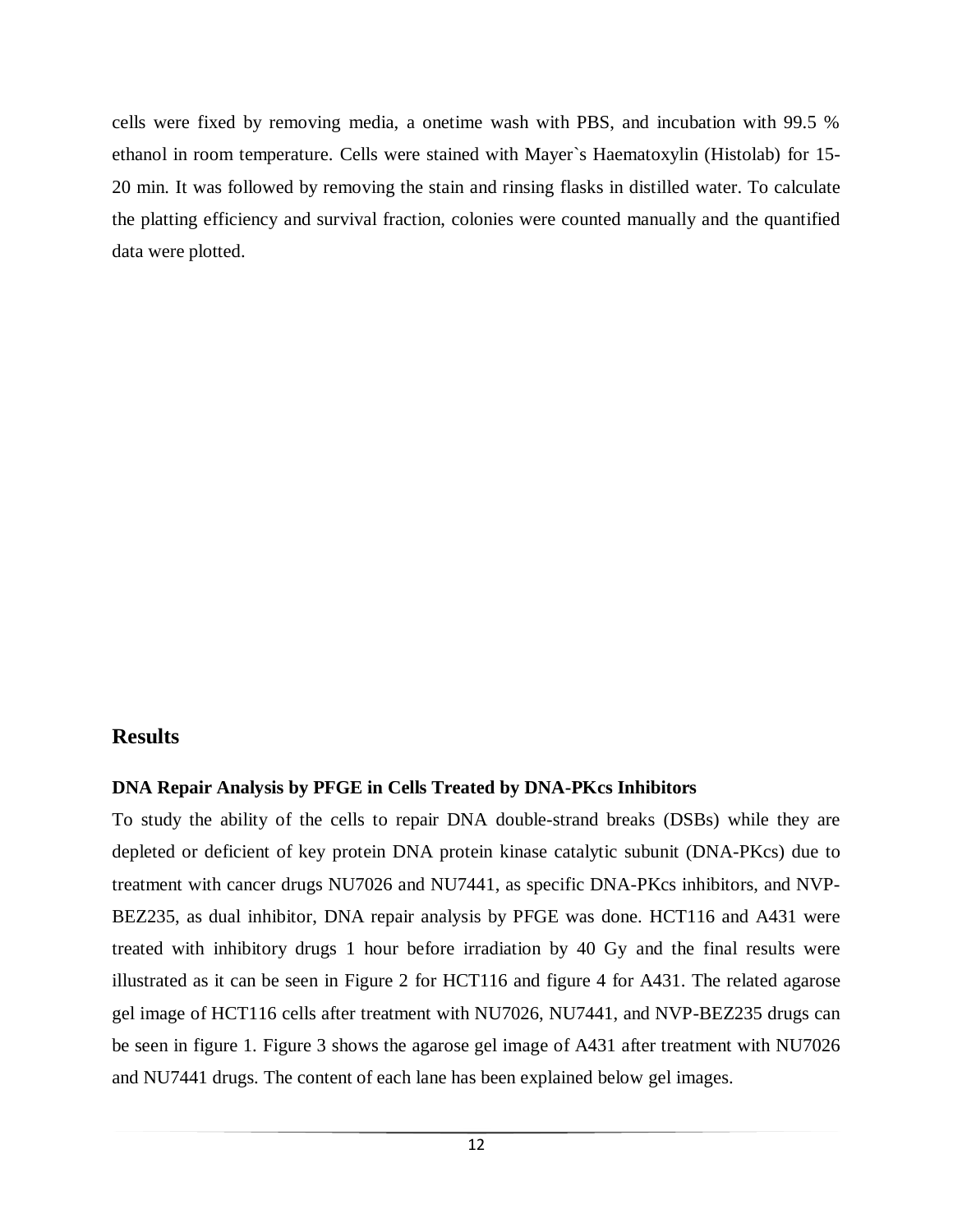cells were fixed by removing media, a onetime wash with PBS, and incubation with 99.5 % ethanol in room temperature. Cells were stained with Mayer`s Haematoxylin (Histolab) for 15-20 min. It was followed by removing the stain and rinsing flasks in distilled water. To calculate the platting efficiency and survival fraction, colonies were counted manually and the quantified data were plotted.

## Results

### DNA Repair Analysis by PFGE in Cells Treated by DNA-PKcs Inhibitors

To study the ability of the cells to repair DNA double-strand breaks (DSBs) while they are depleted or deficient of key protein DNA protein kinase catalytic subunit (DNA-PKcs) due to treatment with cancer drugs NU7026 and NU7441, as specific DNA-PKcs inhibitors, and NVP-BEZ235, as dual inhibitor, DNA repair analysis by PFGE was done. HCT116 and A431 were treated with inhibitory drugs 1 hour before irradiation by 40 Gy and the final results were illustrated as it can be seen in Figure 2 for HCT116 and figure 4 for A431. The related agarose gel image of HCT116 cells after treatment with NU7026, NU7441, and NVP-BEZ235 drugs can be seen in figure 1. Figure 3 shows the agarose gel image of A431 after treatment with NU7026 and NU7441 drugs. The content of each lane has been explained below gel images.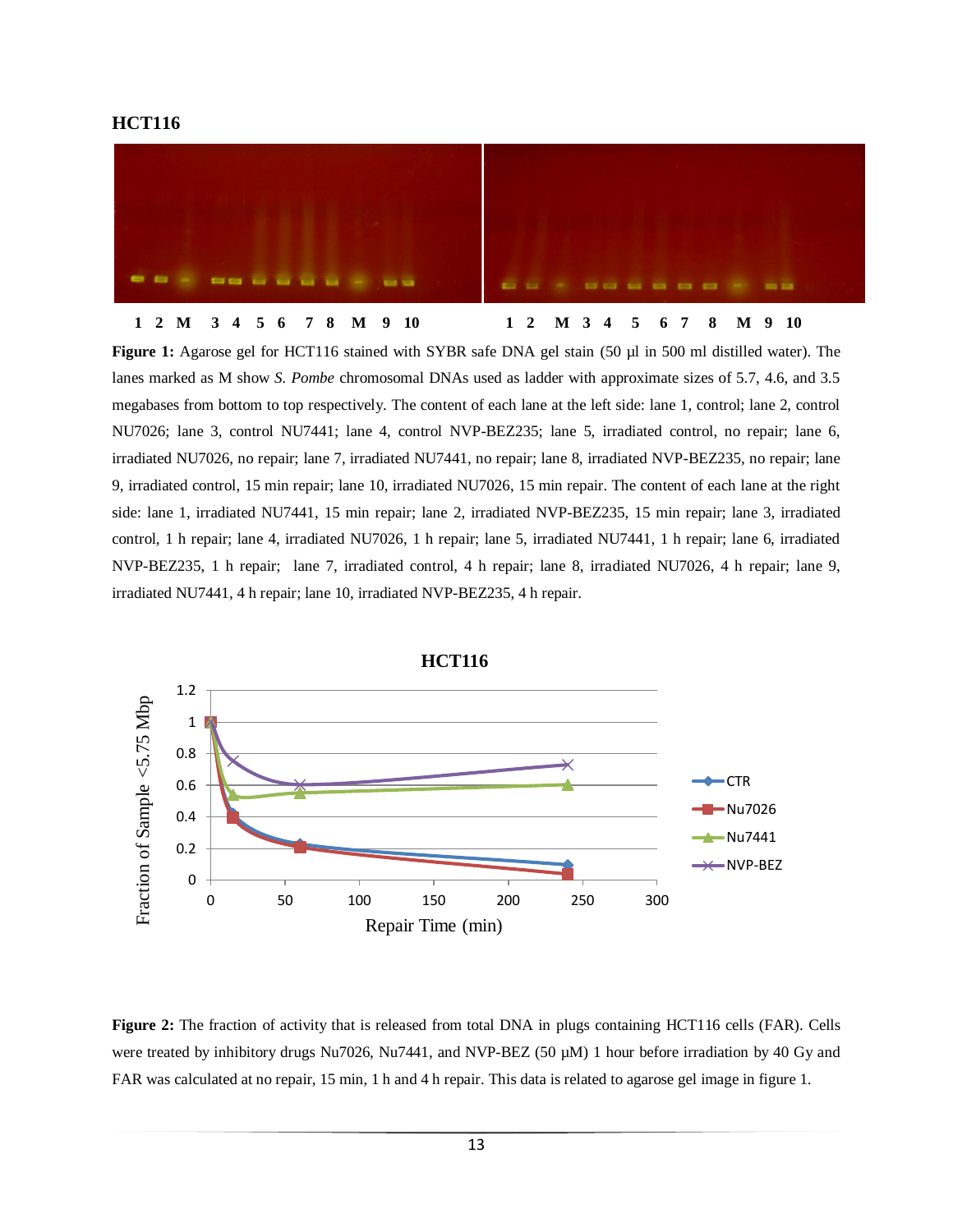**HCT116**

1 2 M 3 4 5 6 7 8 M 9 10 1 2 M 3 4 5 6 7 8 M 9 10

**Figure 1:** Agarose gel for HCT116 stained with SYBR safe DNA gel stain (50 µl in 500 ml distilled water). The lanes marked as M show *S. Pombe* chromosomal DNAs used as ladder with approximate sizes of 5.7, 4.6, and 3.5 megabases from bottom to top respectively. The content of each lane at the left side: lane 1, control; lane 2, control NU7026; lane 3, control NU7441; lane 4, control NVP-BEZ235; lane 5, irradiated control, no repair; lane 6, irradiated NU7026, no repair; lane 7, irradiated NU7441, no repair; lane 8, irradiated NVP-BEZ235, no repair; lane 9, irradiated control, 15 min repair; lane 10, irradiated NU7026, 15 min repair. The content of each lane at the right side: lane 1, irradiated NU7441, 15 min repair; lane 2, irradiated NVP-BEZ235, 15 min repair; lane 3, irradiated control, 1 h repair; lane 4, irradiated NU7026, 1 h repair; lane 5, irradiated NU7441, 1 h repair; lane 6, irradiated NVP-BEZ235, 1 h repair; lane 7, irradiated control, 4 h repair; lane 8, irradiated NU7026, 4 h repair; lane 9, irradiated NU7441, 4 h repair; lane 10, irradiated NVP-BEZ235, 4 h repair.

**Figure 2:** The fraction of activity that is released from total DNA in plugs containing HCT116 cells (FAR). Cells were treated by inhibitory drugs Nu7026, Nu7441, and NVP-BEZ (50 µM) 1 hour before irradiation by 40 Gy and FAR was calculated at no repair, 15 min, 1 h and 4 h repair. This data is related to agarose gel image in figure 1.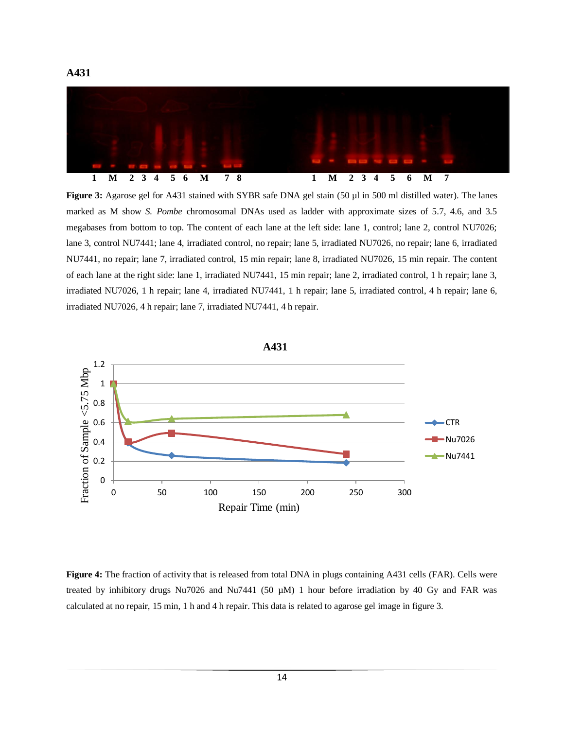**A431**

Figure 3: Agarose gel for A431 stained with SYBR safe DNA gel stain (50 µl in 500 ml distilled water). The lanes marked as M show *S. Pombe* chromosomal DNAs used as ladder with approximate sizes of 5.7, 4.6, and 3.5 megabases from bottom to top. The content of each lane at the left side: lane 1, control; lane 2, control NU7026; lane 3, control NU7441; lane 4, irradiated control, no repair; lane 5, irradiated NU7026, no repair; lane 6, irradiated NU7441, no repair; lane 7, irradiated control, 15 min repair; lane 8, irradiated NU7026, 15 min repair. The content of each lane at the right side: lane 1, irradiated NU7441, 15 min repair; lane 2, irradiated control, 1 h repair; lane 3, irradiated NU7026, 1 h repair; lane 4, irradiated NU7441, 1 h repair; lane 5, irradiated control, 4 h repair; lane 6, irradiated NU7026, 4 h repair; lane 7, irradiated NU7441, 4 h repair.

**Figure 4:** The fraction of activity that is released from total DNA in plugs containing A431 cells (FAR). Cells were treated by inhibitory drugs Nu7026 and Nu7441 (50 µM) 1 hour before irradiation by 40 Gy and FAR was calculated at no repair, 15 min, 1 h and 4 h repair. This data is related to agarose gel image in figure 3.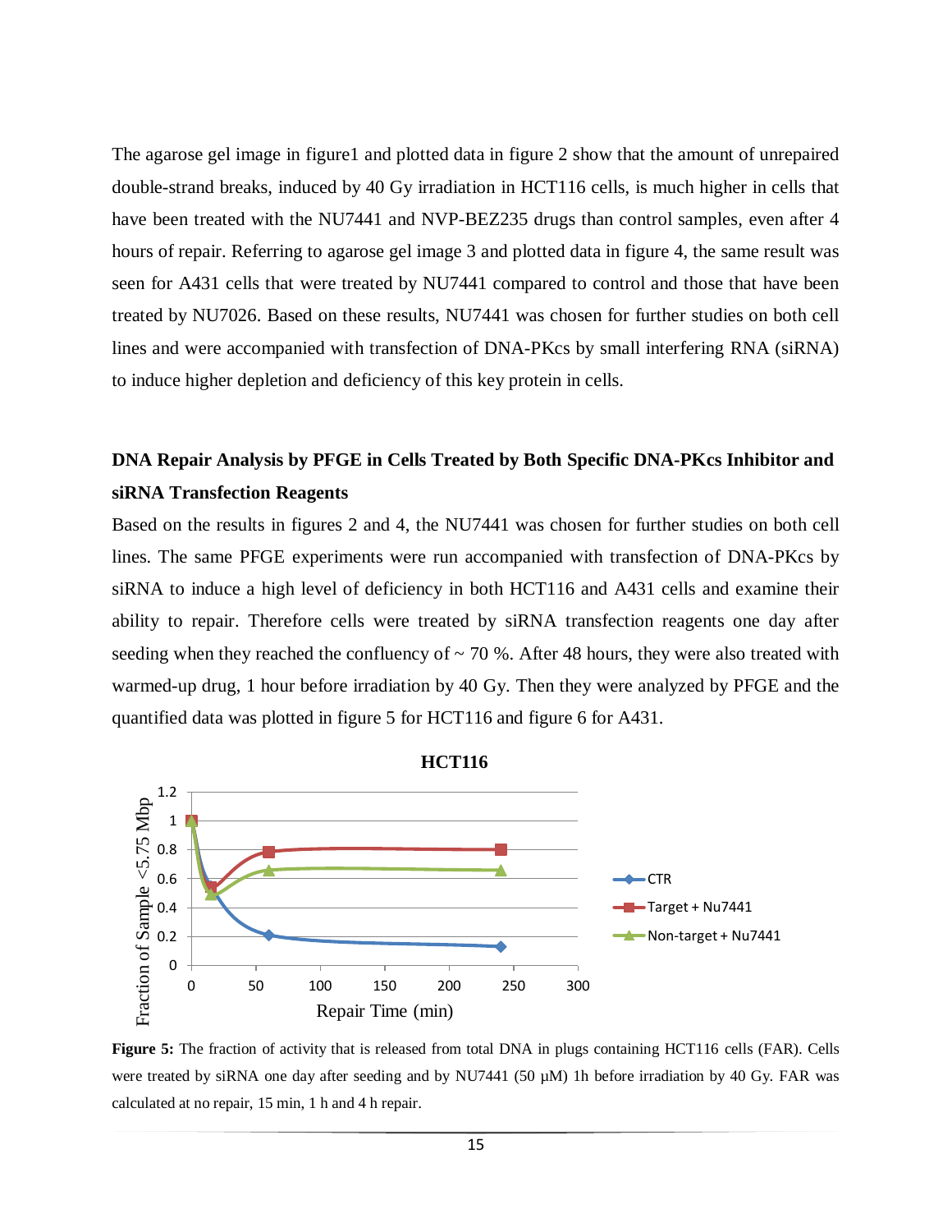The agarose gel image in figure1 and plotted data in figure 2 show that the amount of unrepaired double-strand breaks, induced by 40 Gy irradiation in HCT116 cells, is much higher in cells that have been treated with the NU7441 and NVP-BEZ235 drugs than control samples, even after 4 hours of repair. Referring to agarose gel image 3 and plotted data in figure 4, the same result was seen for A431 cells that were treated by NU7441 compared to control and those that have been treated by NU7026. Based on these results, NU7441 was chosen for further studies on both cell lines and were accompanied with transfection of DNA-PKcs by small interfering RNA (siRNA) to induce higher depletion and deficiency of this key protein in cells.

## DNA Repair Analysis by PFGE in Cells Treated by Both Specific DNA-PKcs Inhibitor and siRNA Transfection Reagents

Based on the results in figures 2 and 4, the NU7441 was chosen for further studies on both cell lines. The same PFGE experiments were run accompanied with transfection of DNA-PKcs by siRNA to induce a high level of deficiency in both HCT116 and A431 cells and examine their ability to repair. Therefore cells were treated by siRNA transfection reagents one day after seeding when they reached the confluency of ~ 70 %. After 48 hours, they were also treated with warmed-up drug, 1 hour before irradiation by 40 Gy. Then they were analyzed by PFGE and the quantified data was plotted in figure 5 for HCT116 and figure 6 for A431.

**HCT116**

(Chart: y-axis "Fraction of Sample <5.75 Mbp" 0–1.2; x-axis "Repair Time (min)" 0–300; series: CTR, Target + Nu7441, Non-target + Nu7441)

**Figure 5:** The fraction of activity that is released from total DNA in plugs containing HCT116 cells (FAR). Cells were treated by siRNA one day after seeding and by NU7441 (50 μM) 1h before irradiation by 40 Gy. FAR was calculated at no repair, 15 min, 1 h and 4 h repair.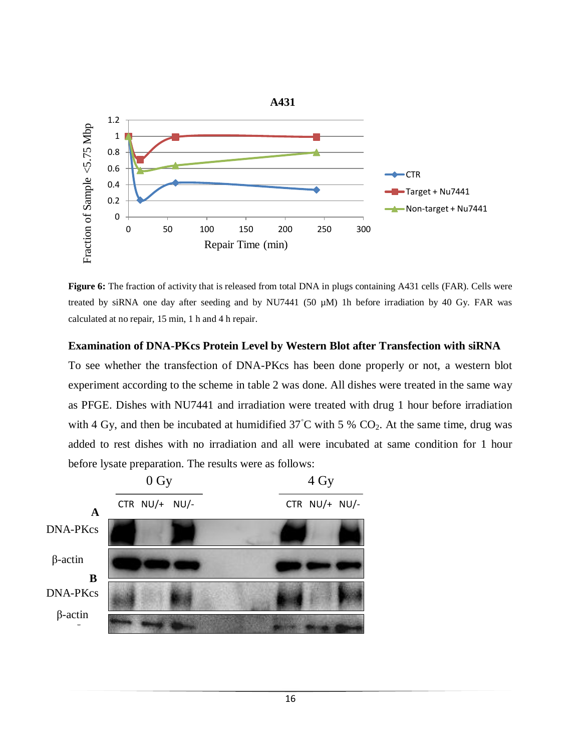**Figure 6:** The fraction of activity that is released from total DNA in plugs containing A431 cells (FAR). Cells were treated by siRNA one day after seeding and by NU7441 (50 µM) 1h before irradiation by 40 Gy. FAR was calculated at no repair, 15 min, 1 h and 4 h repair.

**Examination of DNA-PKcs Protein Level by Western Blot after Transfection with siRNA**

To see whether the transfection of DNA-PKcs has been done properly or not, a western blot experiment according to the scheme in table 2 was done. All dishes were treated in the same way as PFGE. Dishes with NU7441 and irradiation were treated with drug 1 hour before irradiation with 4 Gy, and then be incubated at humidified 37˚C with 5 % $CO_2$. At the same time, drug was added to rest dishes with no irradiation and all were incubated at same condition for 1 hour before lysate preparation. The results were as follows: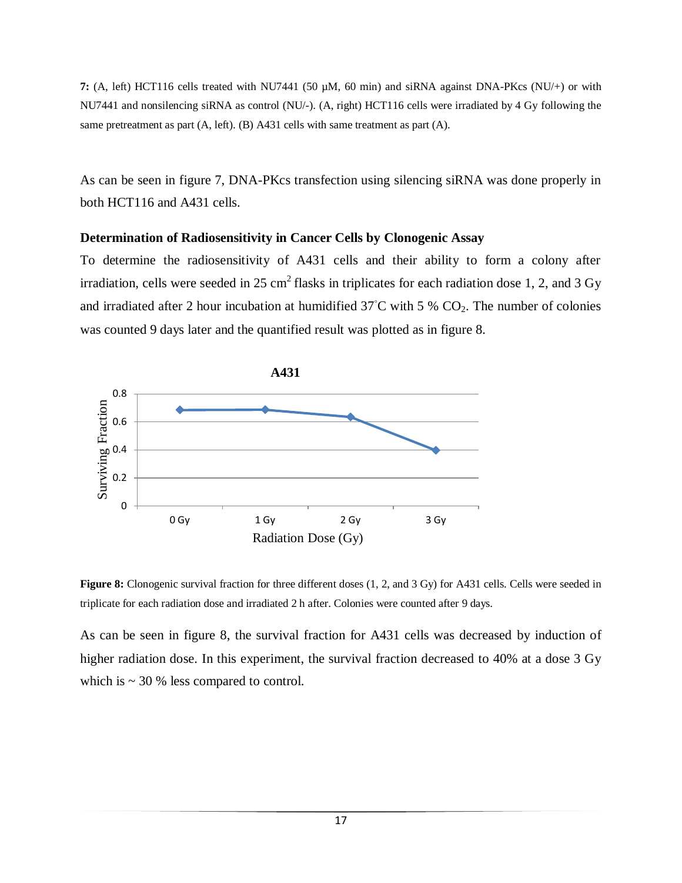**7:** (A, left) HCT116 cells treated with NU7441 (50 µM, 60 min) and siRNA against DNA-PKcs (NU/+) or with NU7441 and nonsilencing siRNA as control (NU/-). (A, right) HCT116 cells were irradiated by 4 Gy following the same pretreatment as part (A, left). (B) A431 cells with same treatment as part (A).

As can be seen in figure 7, DNA-PKcs transfection using silencing siRNA was done properly in both HCT116 and A431 cells.

### Determination of Radiosensitivity in Cancer Cells by Clonogenic Assay

To determine the radiosensitivity of A431 cells and their ability to form a colony after irradiation, cells were seeded in 25 $cm^2$ flasks in triplicates for each radiation dose 1, 2, and 3 Gy and irradiated after 2 hour incubation at humidified 37°C with 5 % $CO_2$. The number of colonies was counted 9 days later and the quantified result was plotted as in figure 8.

**Figure 8:** Clonogenic survival fraction for three different doses (1, 2, and 3 Gy) for A431 cells. Cells were seeded in triplicate for each radiation dose and irradiated 2 h after. Colonies were counted after 9 days.

As can be seen in figure 8, the survival fraction for A431 cells was decreased by induction of higher radiation dose. In this experiment, the survival fraction decreased to 40% at a dose 3 Gy which is ~ 30 % less compared to control.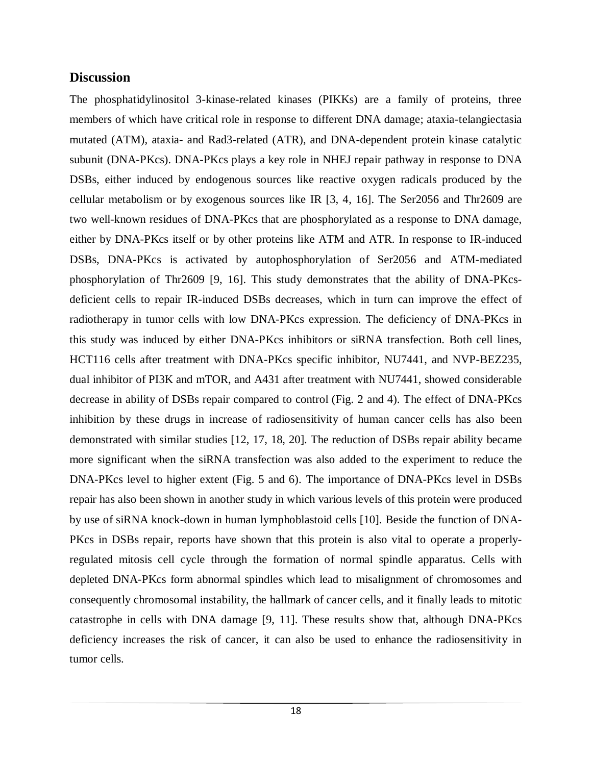## Discussion

The phosphatidylinositol 3-kinase-related kinases (PIKKs) are a family of proteins, three members of which have critical role in response to different DNA damage; ataxia-telangiectasia mutated (ATM), ataxia- and Rad3-related (ATR), and DNA-dependent protein kinase catalytic subunit (DNA-PKcs). DNA-PKcs plays a key role in NHEJ repair pathway in response to DNA DSBs, either induced by endogenous sources like reactive oxygen radicals produced by the cellular metabolism or by exogenous sources like IR [3, 4, 16]. The Ser2056 and Thr2609 are two well-known residues of DNA-PKcs that are phosphorylated as a response to DNA damage, either by DNA-PKcs itself or by other proteins like ATM and ATR. In response to IR-induced DSBs, DNA-PKcs is activated by autophosphorylation of Ser2056 and ATM-mediated phosphorylation of Thr2609 [9, 16]. This study demonstrates that the ability of DNA-PKcs-deficient cells to repair IR-induced DSBs decreases, which in turn can improve the effect of radiotherapy in tumor cells with low DNA-PKcs expression. The deficiency of DNA-PKcs in this study was induced by either DNA-PKcs inhibitors or siRNA transfection. Both cell lines, HCT116 cells after treatment with DNA-PKcs specific inhibitor, NU7441, and NVP-BEZ235, dual inhibitor of PI3K and mTOR, and A431 after treatment with NU7441, showed considerable decrease in ability of DSBs repair compared to control (Fig. 2 and 4). The effect of DNA-PKcs inhibition by these drugs in increase of radiosensitivity of human cancer cells has also been demonstrated with similar studies [12, 17, 18, 20]. The reduction of DSBs repair ability became more significant when the siRNA transfection was also added to the experiment to reduce the DNA-PKcs level to higher extent (Fig. 5 and 6). The importance of DNA-PKcs level in DSBs repair has also been shown in another study in which various levels of this protein were produced by use of siRNA knock-down in human lymphoblastoid cells [10]. Beside the function of DNA-PKcs in DSBs repair, reports have shown that this protein is also vital to operate a properly-regulated mitosis cell cycle through the formation of normal spindle apparatus. Cells with depleted DNA-PKcs form abnormal spindles which lead to misalignment of chromosomes and consequently chromosomal instability, the hallmark of cancer cells, and it finally leads to mitotic catastrophe in cells with DNA damage [9, 11]. These results show that, although DNA-PKcs deficiency increases the risk of cancer, it can also be used to enhance the radiosensitivity in tumor cells.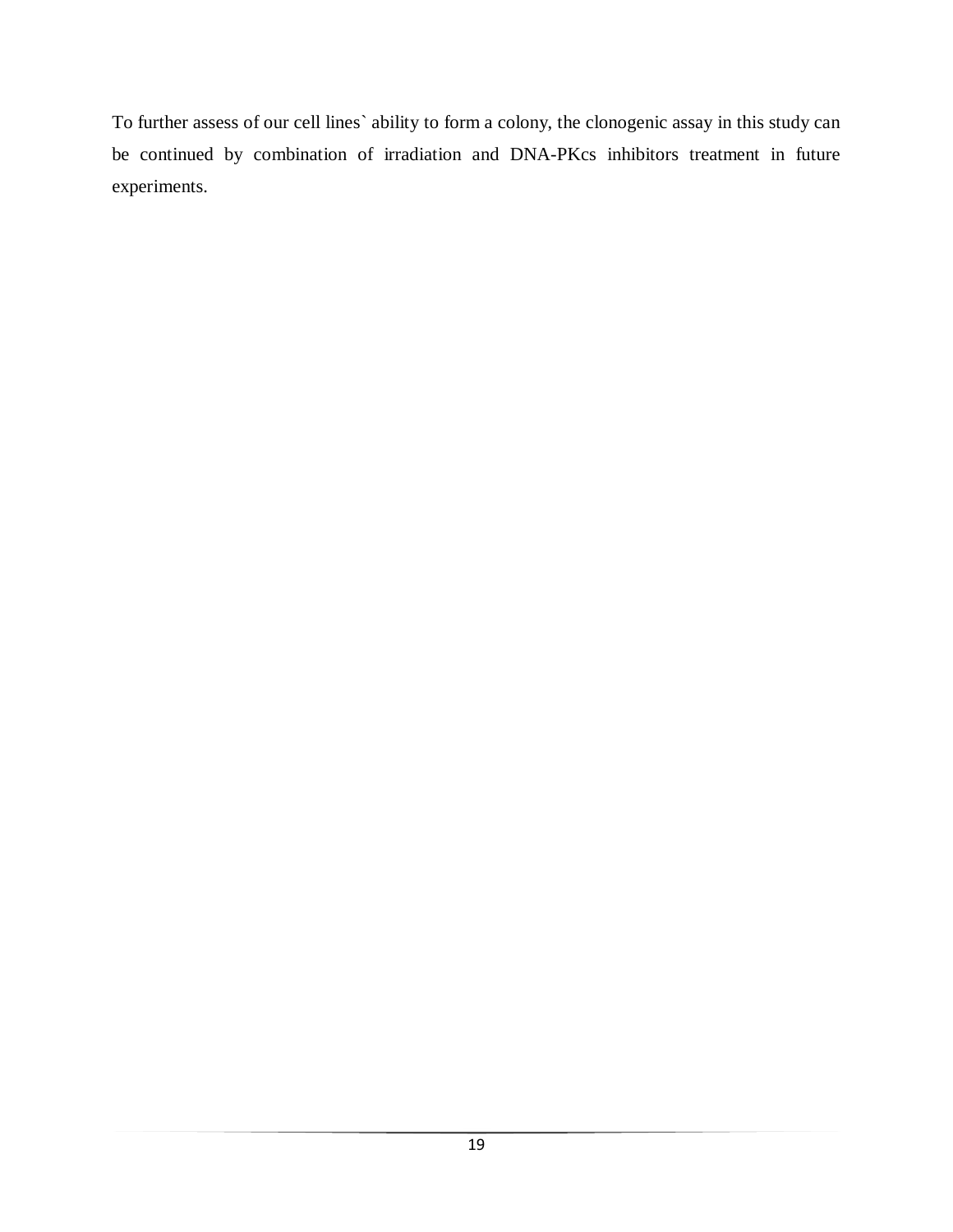To further assess of our cell lines` ability to form a colony, the clonogenic assay in this study can be continued by combination of irradiation and DNA-PKcs inhibitors treatment in future experiments.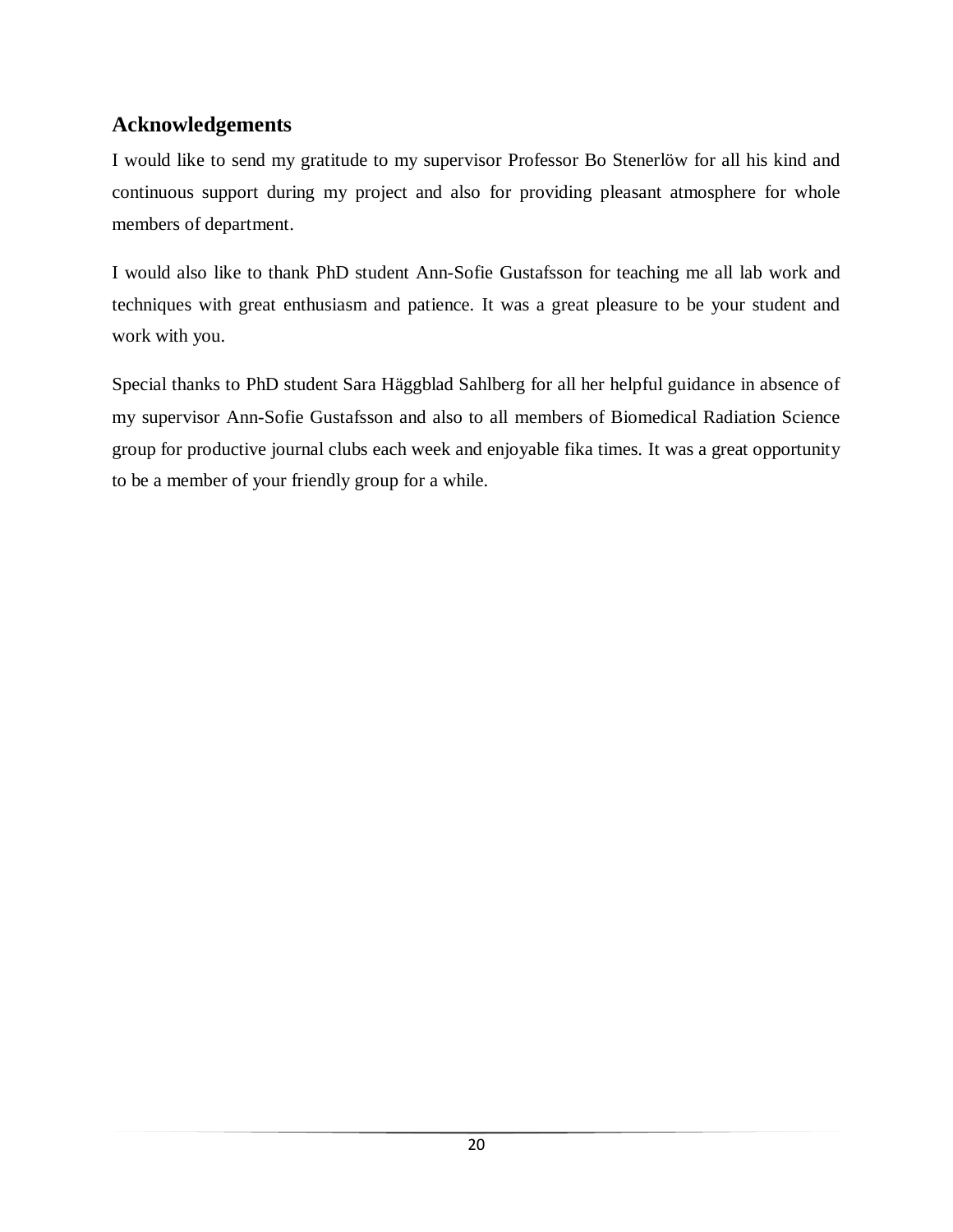## Acknowledgements

I would like to send my gratitude to my supervisor Professor Bo Stenerlöw for all his kind and continuous support during my project and also for providing pleasant atmosphere for whole members of department.

I would also like to thank PhD student Ann-Sofie Gustafsson for teaching me all lab work and techniques with great enthusiasm and patience. It was a great pleasure to be your student and work with you.

Special thanks to PhD student Sara Häggblad Sahlberg for all her helpful guidance in absence of my supervisor Ann-Sofie Gustafsson and also to all members of Biomedical Radiation Science group for productive journal clubs each week and enjoyable fika times. It was a great opportunity to be a member of your friendly group for a while.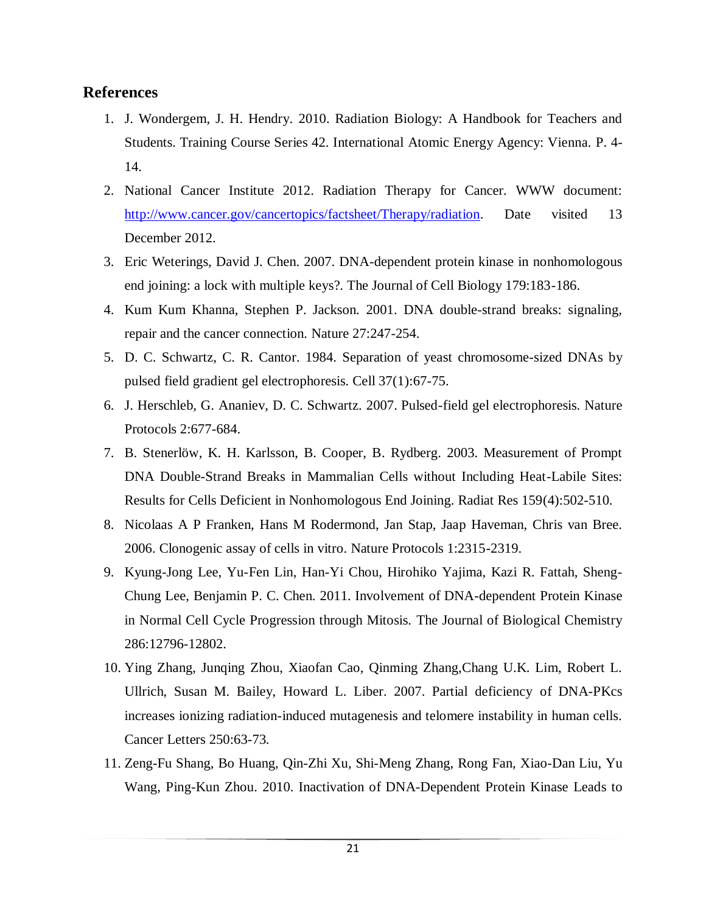## References

1. J. Wondergem, J. H. Hendry. 2010. Radiation Biology: A Handbook for Teachers and Students. Training Course Series 42. International Atomic Energy Agency: Vienna. P. 4-14.
2. National Cancer Institute 2012. Radiation Therapy for Cancer. WWW document: http://www.cancer.gov/cancertopics/factsheet/Therapy/radiation. Date visited 13 December 2012.
3. Eric Weterings, David J. Chen. 2007. DNA-dependent protein kinase in nonhomologous end joining: a lock with multiple keys?. The Journal of Cell Biology 179:183-186.
4. Kum Kum Khanna, Stephen P. Jackson. 2001. DNA double-strand breaks: signaling, repair and the cancer connection. Nature 27:247-254.
5. D. C. Schwartz, C. R. Cantor. 1984. Separation of yeast chromosome-sized DNAs by pulsed field gradient gel electrophoresis. Cell 37(1):67-75.
6. J. Herschleb, G. Ananiev, D. C. Schwartz. 2007. Pulsed-field gel electrophoresis. Nature Protocols 2:677-684.
7. B. Stenerlöw, K. H. Karlsson, B. Cooper, B. Rydberg. 2003. Measurement of Prompt DNA Double-Strand Breaks in Mammalian Cells without Including Heat-Labile Sites: Results for Cells Deficient in Nonhomologous End Joining. Radiat Res 159(4):502-510.
8. Nicolaas A P Franken, Hans M Rodermond, Jan Stap, Jaap Haveman, Chris van Bree. 2006. Clonogenic assay of cells in vitro. Nature Protocols 1:2315-2319.
9. Kyung-Jong Lee, Yu-Fen Lin, Han-Yi Chou, Hirohiko Yajima, Kazi R. Fattah, Sheng-Chung Lee, Benjamin P. C. Chen. 2011. Involvement of DNA-dependent Protein Kinase in Normal Cell Cycle Progression through Mitosis. The Journal of Biological Chemistry 286:12796-12802.
10. Ying Zhang, Junqing Zhou, Xiaofan Cao, Qinming Zhang,Chang U.K. Lim, Robert L. Ullrich, Susan M. Bailey, Howard L. Liber. 2007. Partial deficiency of DNA-PKcs increases ionizing radiation-induced mutagenesis and telomere instability in human cells. Cancer Letters 250:63-73.
11. Zeng-Fu Shang, Bo Huang, Qin-Zhi Xu, Shi-Meng Zhang, Rong Fan, Xiao-Dan Liu, Yu Wang, Ping-Kun Zhou. 2010. Inactivation of DNA-Dependent Protein Kinase Leads to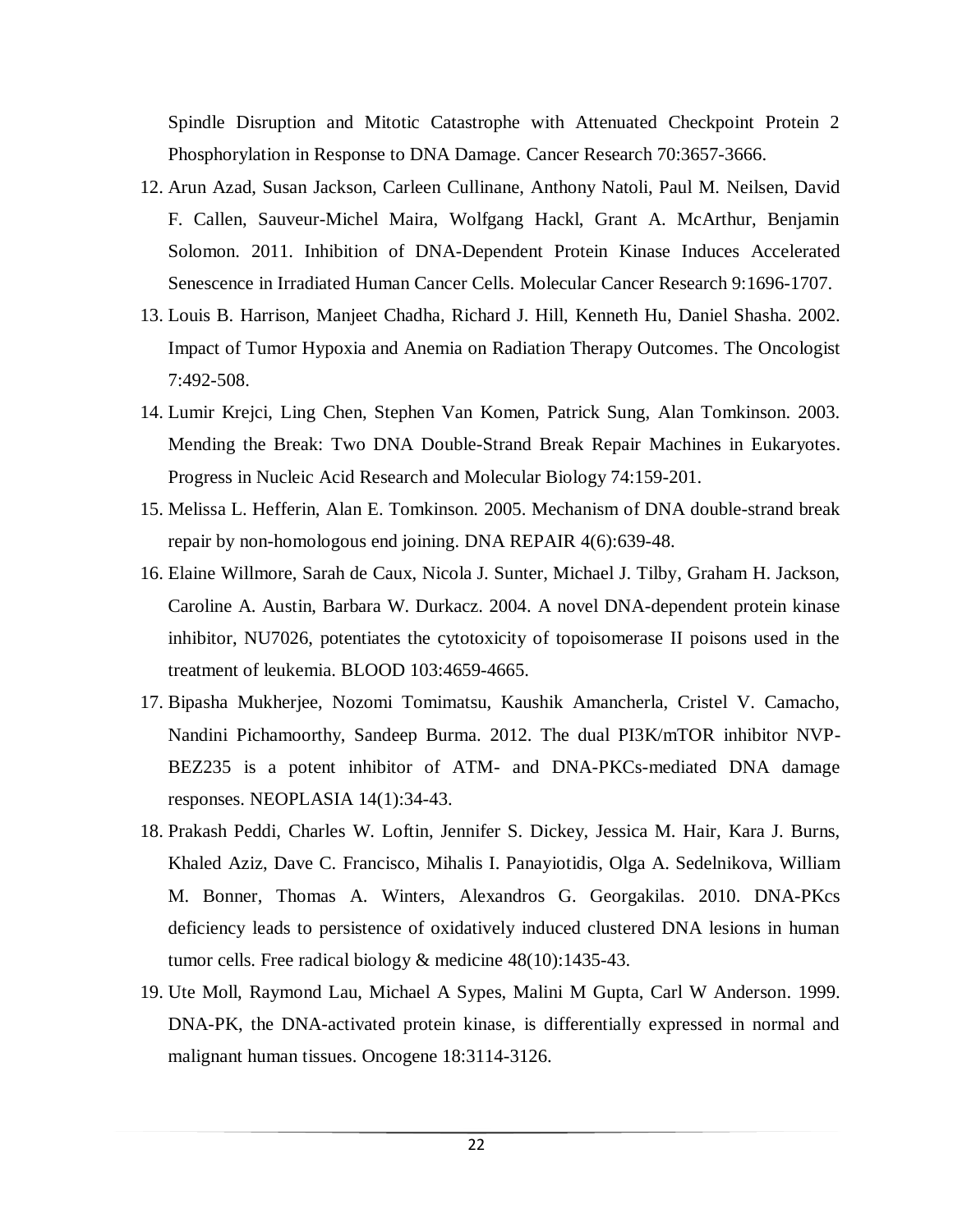Spindle Disruption and Mitotic Catastrophe with Attenuated Checkpoint Protein 2 Phosphorylation in Response to DNA Damage. Cancer Research 70:3657-3666.

12. Arun Azad, Susan Jackson, Carleen Cullinane, Anthony Natoli, Paul M. Neilsen, David F. Callen, Sauveur-Michel Maira, Wolfgang Hackl, Grant A. McArthur, Benjamin Solomon. 2011. Inhibition of DNA-Dependent Protein Kinase Induces Accelerated Senescence in Irradiated Human Cancer Cells. Molecular Cancer Research 9:1696-1707.
13. Louis B. Harrison, Manjeet Chadha, Richard J. Hill, Kenneth Hu, Daniel Shasha. 2002. Impact of Tumor Hypoxia and Anemia on Radiation Therapy Outcomes. The Oncologist 7:492-508.
14. Lumir Krejci, Ling Chen, Stephen Van Komen, Patrick Sung, Alan Tomkinson. 2003. Mending the Break: Two DNA Double-Strand Break Repair Machines in Eukaryotes. Progress in Nucleic Acid Research and Molecular Biology 74:159-201.
15. Melissa L. Hefferin, Alan E. Tomkinson. 2005. Mechanism of DNA double-strand break repair by non-homologous end joining. DNA REPAIR 4(6):639-48.
16. Elaine Willmore, Sarah de Caux, Nicola J. Sunter, Michael J. Tilby, Graham H. Jackson, Caroline A. Austin, Barbara W. Durkacz. 2004. A novel DNA-dependent protein kinase inhibitor, NU7026, potentiates the cytotoxicity of topoisomerase II poisons used in the treatment of leukemia. BLOOD 103:4659-4665.
17. Bipasha Mukherjee, Nozomi Tomimatsu, Kaushik Amancherla, Cristel V. Camacho, Nandini Pichamoorthy, Sandeep Burma. 2012. The dual PI3K/mTOR inhibitor NVP-BEZ235 is a potent inhibitor of ATM- and DNA-PKCs-mediated DNA damage responses. NEOPLASIA 14(1):34-43.
18. Prakash Peddi, Charles W. Loftin, Jennifer S. Dickey, Jessica M. Hair, Kara J. Burns, Khaled Aziz, Dave C. Francisco, Mihalis I. Panayiotidis, Olga A. Sedelnikova, William M. Bonner, Thomas A. Winters, Alexandros G. Georgakilas. 2010. DNA-PKcs deficiency leads to persistence of oxidatively induced clustered DNA lesions in human tumor cells. Free radical biology & medicine 48(10):1435-43.
19. Ute Moll, Raymond Lau, Michael A Sypes, Malini M Gupta, Carl W Anderson. 1999. DNA-PK, the DNA-activated protein kinase, is differentially expressed in normal and malignant human tissues. Oncogene 18:3114-3126.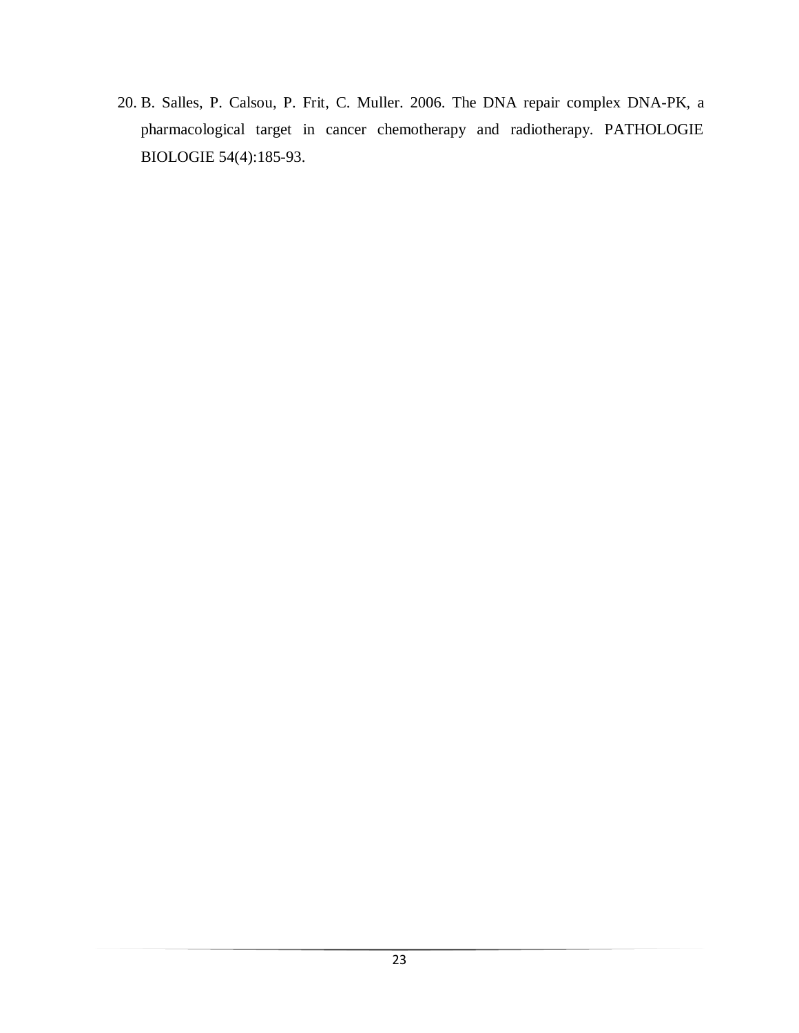20. B. Salles, P. Calsou, P. Frit, C. Muller. 2006. The DNA repair complex DNA-PK, a pharmacological target in cancer chemotherapy and radiotherapy. PATHOLOGIE BIOLOGIE 54(4):185-93.